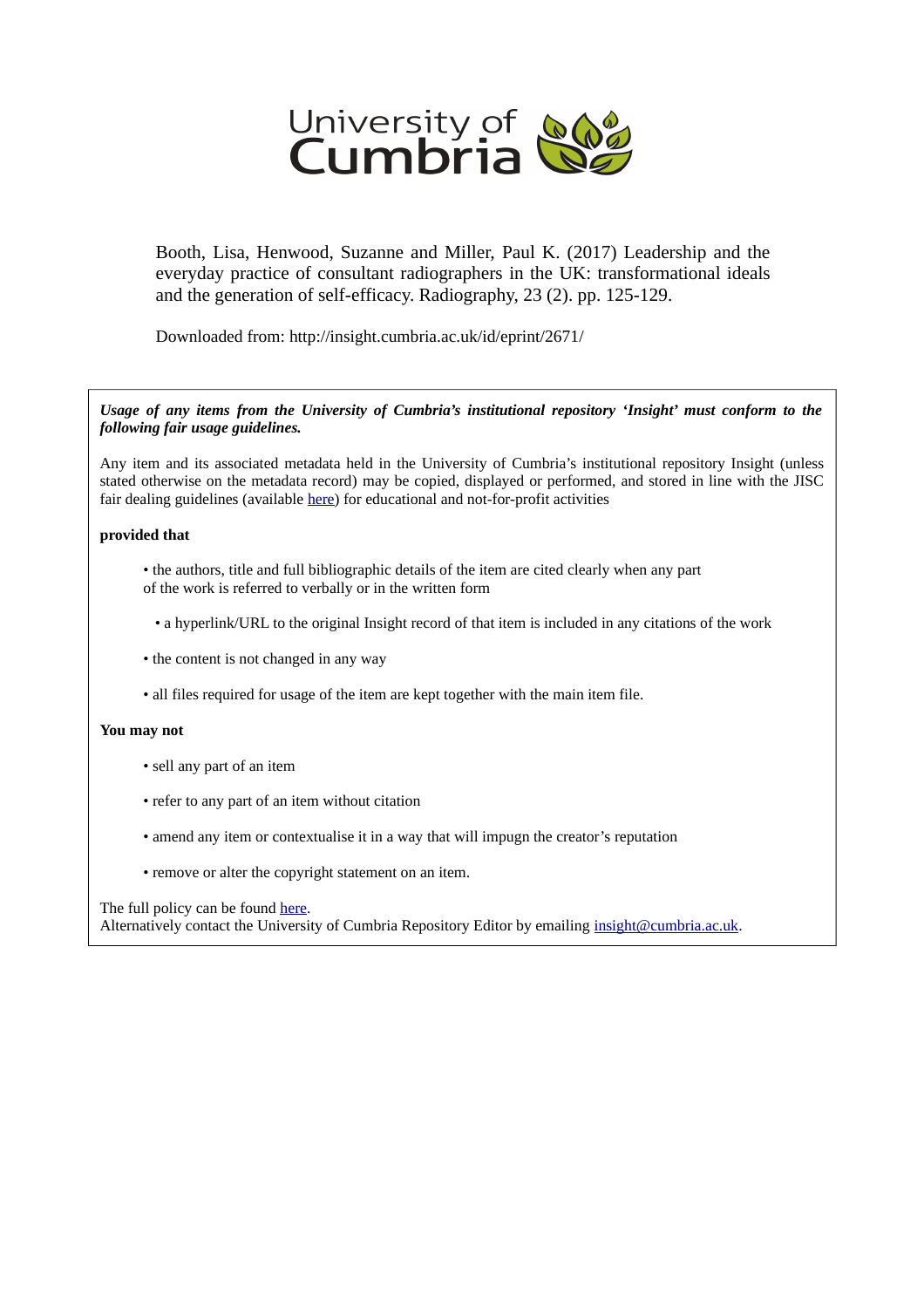University of Cumbria

Booth, Lisa, Henwood, Suzanne and Miller, Paul K. (2017) Leadership and the everyday practice of consultant radiographers in the UK: transformational ideals and the generation of self-efficacy. Radiography, 23 (2). pp. 125-129.

Downloaded from: http://insight.cumbria.ac.uk/id/eprint/2671/

***Usage of any items from the University of Cumbria's institutional repository 'Insight' must conform to the following fair usage guidelines.***

Any item and its associated metadata held in the University of Cumbria's institutional repository Insight (unless stated otherwise on the metadata record) may be copied, displayed or performed, and stored in line with the JISC fair dealing guidelines (available here) for educational and not-for-profit activities

**provided that**

- the authors, title and full bibliographic details of the item are cited clearly when any part of the work is referred to verbally or in the written form
- a hyperlink/URL to the original Insight record of that item is included in any citations of the work
- the content is not changed in any way
- all files required for usage of the item are kept together with the main item file.

**You may not**

- sell any part of an item
- refer to any part of an item without citation
- amend any item or contextualise it in a way that will impugn the creator's reputation
- remove or alter the copyright statement on an item.

The full policy can be found here.
Alternatively contact the University of Cumbria Repository Editor by emailing insight@cumbria.ac.uk.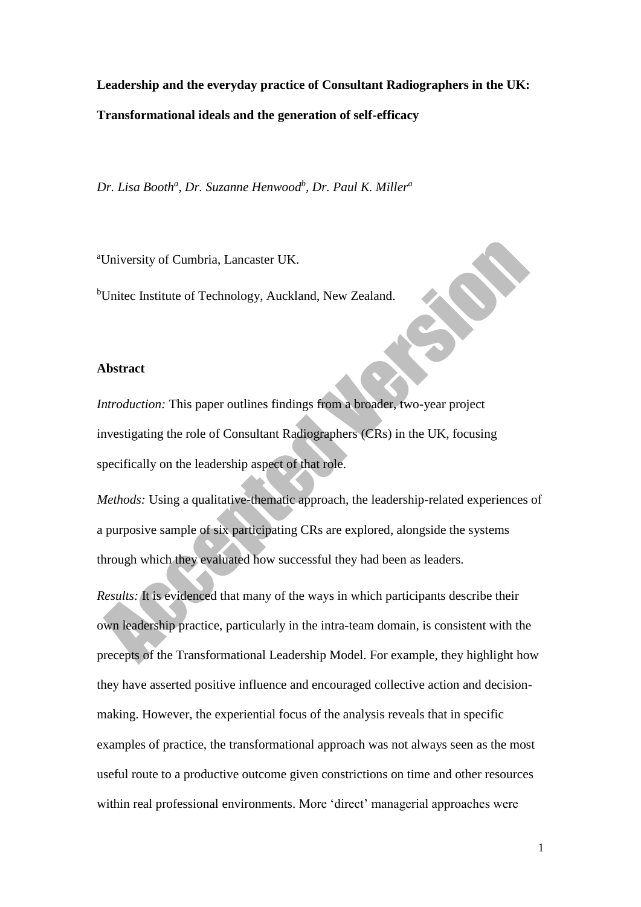**Leadership and the everyday practice of Consultant Radiographers in the UK: Transformational ideals and the generation of self-efficacy**

*Dr. Lisa Booth*[a]*, Dr. Suzanne Henwood*[b]*, Dr. Paul K. Miller*[a]

[a]University of Cumbria, Lancaster UK.

[b]Unitec Institute of Technology, Auckland, New Zealand.

**Abstract**

*Introduction:* This paper outlines findings from a broader, two-year project investigating the role of Consultant Radiographers (CRs) in the UK, focusing specifically on the leadership aspect of that role.

*Methods:* Using a qualitative-thematic approach, the leadership-related experiences of a purposive sample of six participating CRs are explored, alongside the systems through which they evaluated how successful they had been as leaders.

*Results:* It is evidenced that many of the ways in which participants describe their own leadership practice, particularly in the intra-team domain, is consistent with the precepts of the Transformational Leadership Model. For example, they highlight how they have asserted positive influence and encouraged collective action and decision-making. However, the experiential focus of the analysis reveals that in specific examples of practice, the transformational approach was not always seen as the most useful route to a productive outcome given constrictions on time and other resources within real professional environments. More 'direct' managerial approaches were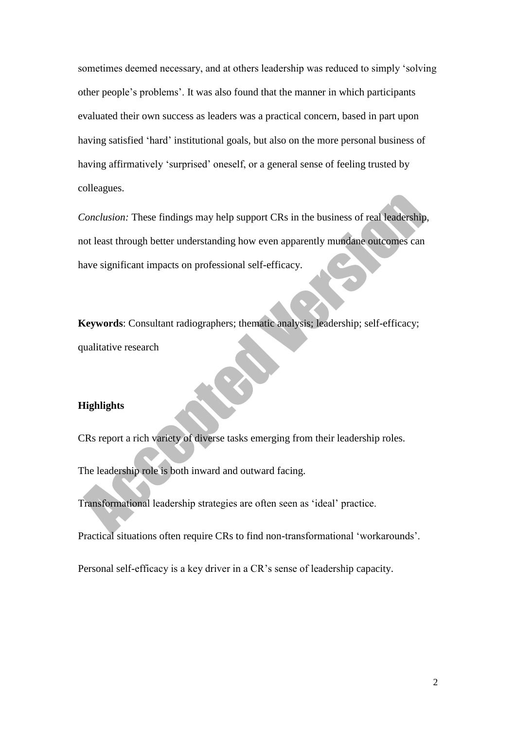sometimes deemed necessary, and at others leadership was reduced to simply 'solving other people's problems'. It was also found that the manner in which participants evaluated their own success as leaders was a practical concern, based in part upon having satisfied 'hard' institutional goals, but also on the more personal business of having affirmatively 'surprised' oneself, or a general sense of feeling trusted by colleagues.

*Conclusion:* These findings may help support CRs in the business of real leadership, not least through better understanding how even apparently mundane outcomes can have significant impacts on professional self-efficacy.

**Keywords**: Consultant radiographers; thematic analysis; leadership; self-efficacy; qualitative research

**Highlights**

CRs report a rich variety of diverse tasks emerging from their leadership roles.

The leadership role is both inward and outward facing.

Transformational leadership strategies are often seen as 'ideal' practice.

Practical situations often require CRs to find non-transformational 'workarounds'.

Personal self-efficacy is a key driver in a CR's sense of leadership capacity.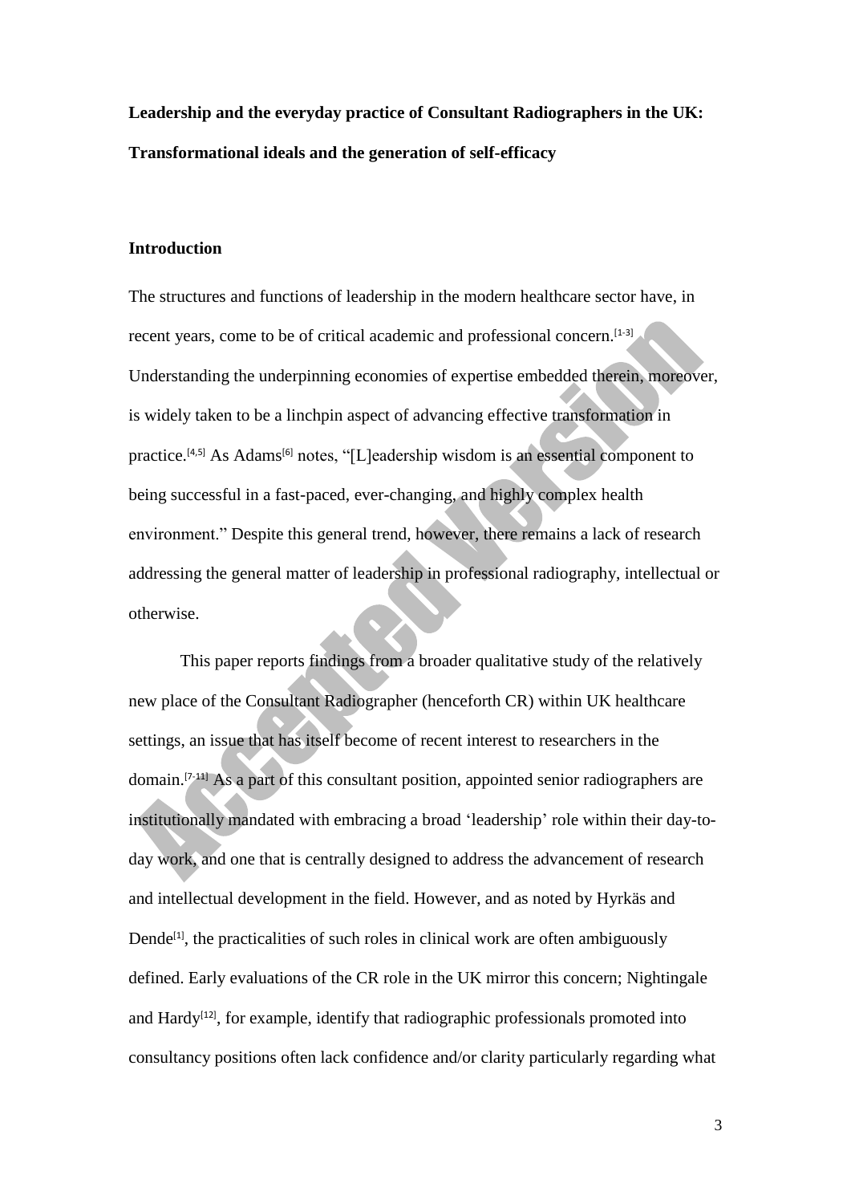**Leadership and the everyday practice of Consultant Radiographers in the UK: Transformational ideals and the generation of self-efficacy**

## Introduction

The structures and functions of leadership in the modern healthcare sector have, in recent years, come to be of critical academic and professional concern.[1-3] Understanding the underpinning economies of expertise embedded therein, moreover, is widely taken to be a linchpin aspect of advancing effective transformation in practice.[4,5] As Adams[6] notes, "[L]eadership wisdom is an essential component to being successful in a fast-paced, ever-changing, and highly complex health environment." Despite this general trend, however, there remains a lack of research addressing the general matter of leadership in professional radiography, intellectual or otherwise.

This paper reports findings from a broader qualitative study of the relatively new place of the Consultant Radiographer (henceforth CR) within UK healthcare settings, an issue that has itself become of recent interest to researchers in the domain.[7-11] As a part of this consultant position, appointed senior radiographers are institutionally mandated with embracing a broad 'leadership' role within their day-to-day work, and one that is centrally designed to address the advancement of research and intellectual development in the field. However, and as noted by Hyrkäs and Dende[1], the practicalities of such roles in clinical work are often ambiguously defined. Early evaluations of the CR role in the UK mirror this concern; Nightingale and Hardy[12], for example, identify that radiographic professionals promoted into consultancy positions often lack confidence and/or clarity particularly regarding what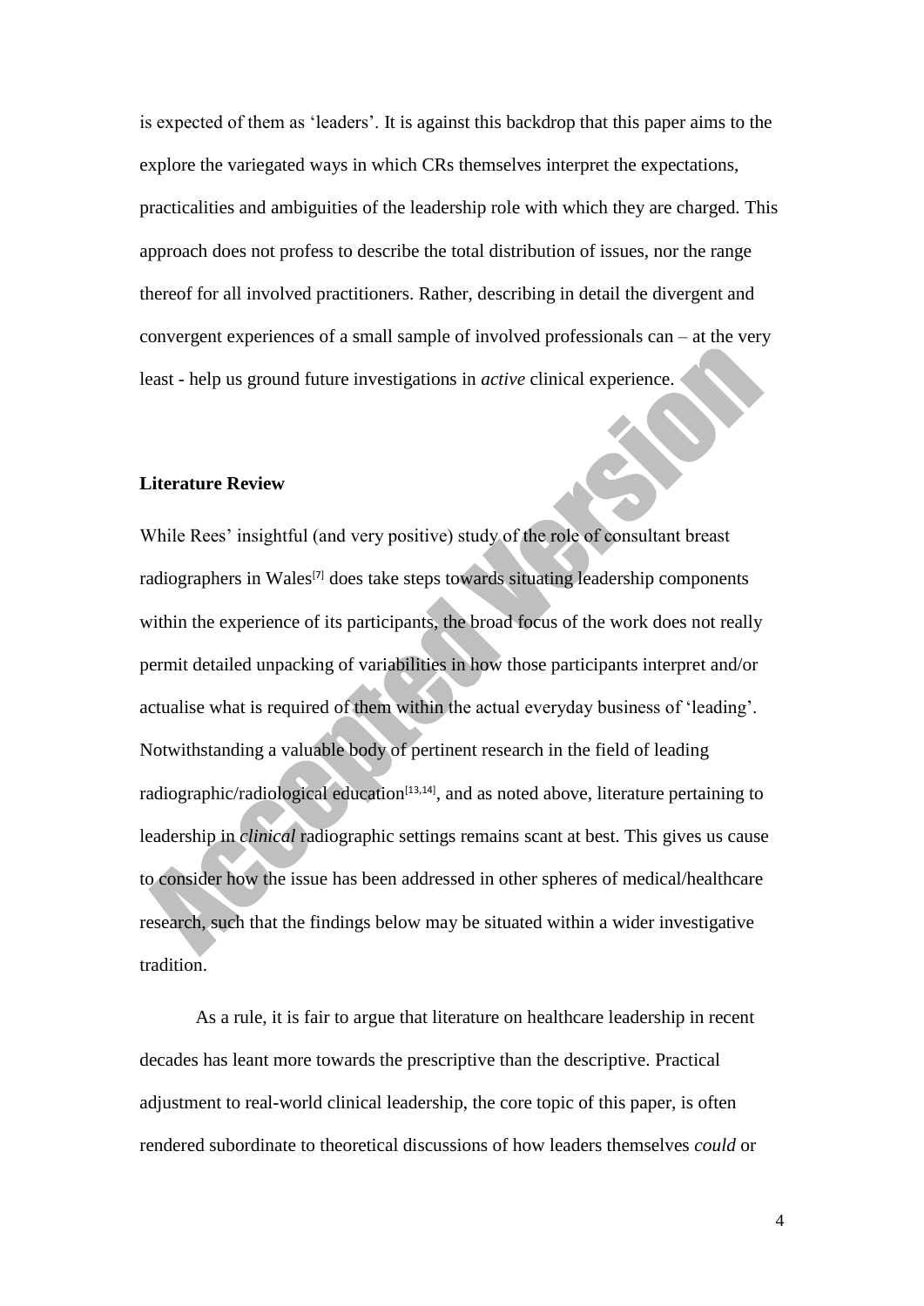is expected of them as 'leaders'. It is against this backdrop that this paper aims to the explore the variegated ways in which CRs themselves interpret the expectations, practicalities and ambiguities of the leadership role with which they are charged. This approach does not profess to describe the total distribution of issues, nor the range thereof for all involved practitioners. Rather, describing in detail the divergent and convergent experiences of a small sample of involved professionals can – at the very least - help us ground future investigations in *active* clinical experience.

**Literature Review**

While Rees' insightful (and very positive) study of the role of consultant breast radiographers in Wales[7] does take steps towards situating leadership components within the experience of its participants, the broad focus of the work does not really permit detailed unpacking of variabilities in how those participants interpret and/or actualise what is required of them within the actual everyday business of 'leading'. Notwithstanding a valuable body of pertinent research in the field of leading radiographic/radiological education[13,14], and as noted above, literature pertaining to leadership in *clinical* radiographic settings remains scant at best. This gives us cause to consider how the issue has been addressed in other spheres of medical/healthcare research, such that the findings below may be situated within a wider investigative tradition.

As a rule, it is fair to argue that literature on healthcare leadership in recent decades has leant more towards the prescriptive than the descriptive. Practical adjustment to real-world clinical leadership, the core topic of this paper, is often rendered subordinate to theoretical discussions of how leaders themselves *could* or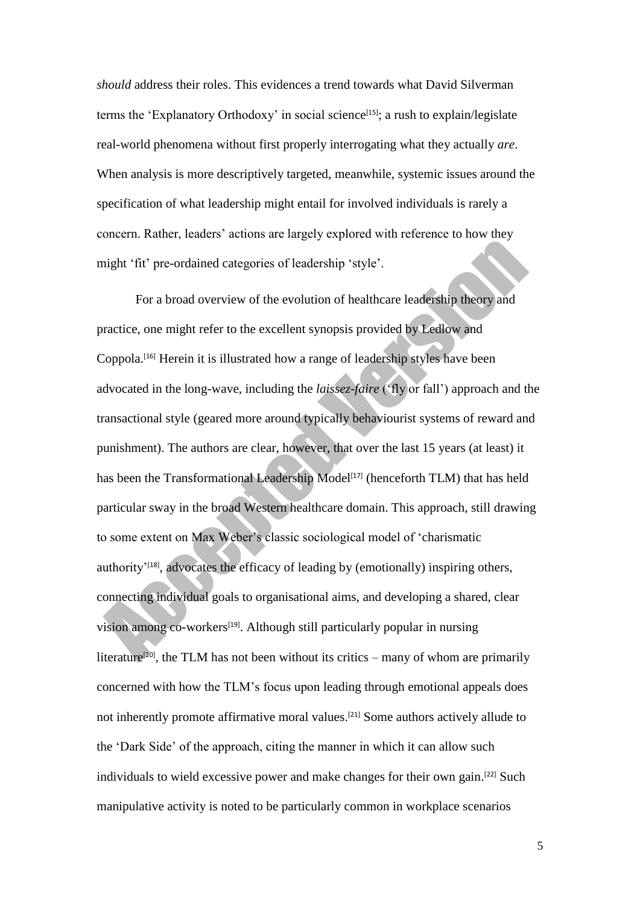*should* address their roles. This evidences a trend towards what David Silverman terms the 'Explanatory Orthodoxy' in social science[15]; a rush to explain/legislate real-world phenomena without first properly interrogating what they actually *are*. When analysis is more descriptively targeted, meanwhile, systemic issues around the specification of what leadership might entail for involved individuals is rarely a concern. Rather, leaders' actions are largely explored with reference to how they might 'fit' pre-ordained categories of leadership 'style'.

For a broad overview of the evolution of healthcare leadership theory and practice, one might refer to the excellent synopsis provided by Ledlow and Coppola.[16] Herein it is illustrated how a range of leadership styles have been advocated in the long-wave, including the *laissez-faire* ('fly or fall') approach and the transactional style (geared more around typically behaviourist systems of reward and punishment). The authors are clear, however, that over the last 15 years (at least) it has been the Transformational Leadership Model[17] (henceforth TLM) that has held particular sway in the broad Western healthcare domain. This approach, still drawing to some extent on Max Weber's classic sociological model of 'charismatic authority'[18], advocates the efficacy of leading by (emotionally) inspiring others, connecting individual goals to organisational aims, and developing a shared, clear vision among co-workers[19]. Although still particularly popular in nursing literature[20], the TLM has not been without its critics – many of whom are primarily concerned with how the TLM's focus upon leading through emotional appeals does not inherently promote affirmative moral values.[21] Some authors actively allude to the 'Dark Side' of the approach, citing the manner in which it can allow such individuals to wield excessive power and make changes for their own gain.[22] Such manipulative activity is noted to be particularly common in workplace scenarios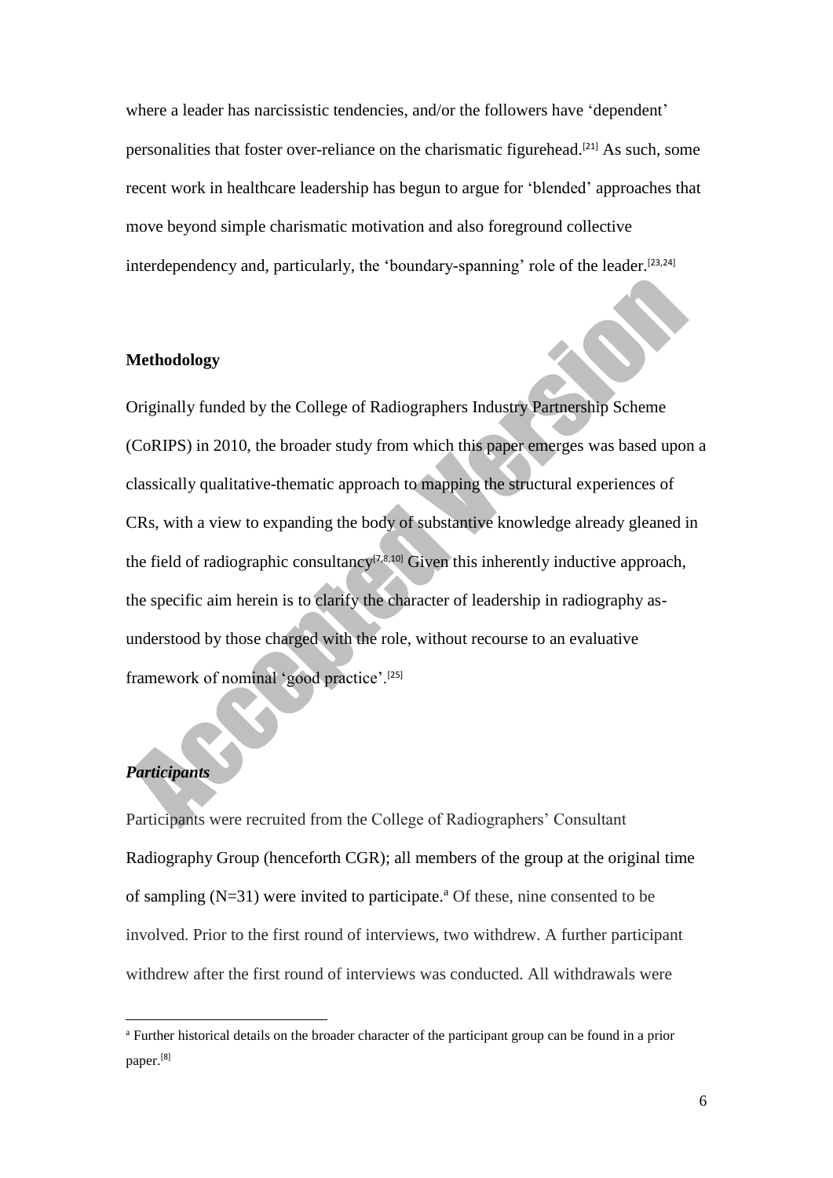where a leader has narcissistic tendencies, and/or the followers have 'dependent' personalities that foster over-reliance on the charismatic figurehead.[21] As such, some recent work in healthcare leadership has begun to argue for 'blended' approaches that move beyond simple charismatic motivation and also foreground collective interdependency and, particularly, the 'boundary-spanning' role of the leader.[23,24]

## Methodology

Originally funded by the College of Radiographers Industry Partnership Scheme (CoRIPS) in 2010, the broader study from which this paper emerges was based upon a classically qualitative-thematic approach to mapping the structural experiences of CRs, with a view to expanding the body of substantive knowledge already gleaned in the field of radiographic consultancy[7,8,10] Given this inherently inductive approach, the specific aim herein is to clarify the character of leadership in radiography as-understood by those charged with the role, without recourse to an evaluative framework of nominal 'good practice'.[25]

### *Participants*

Participants were recruited from the College of Radiographers' Consultant Radiography Group (henceforth CGR); all members of the group at the original time of sampling (N=31) were invited to participate.[a] Of these, nine consented to be involved. Prior to the first round of interviews, two withdrew. A further participant withdrew after the first round of interviews was conducted. All withdrawals were

[a] Further historical details on the broader character of the participant group can be found in a prior paper.[8]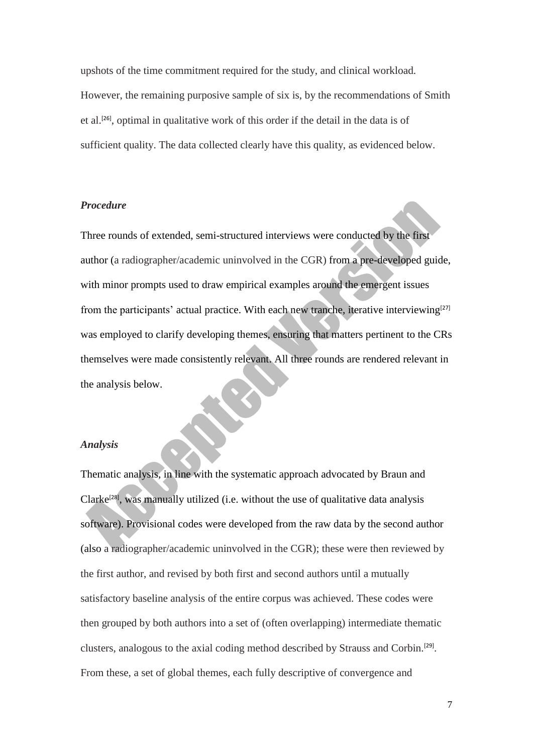upshots of the time commitment required for the study, and clinical workload. However, the remaining purposive sample of six is, by the recommendations of Smith et al.[26], optimal in qualitative work of this order if the detail in the data is of sufficient quality. The data collected clearly have this quality, as evidenced below.

### *Procedure*

Three rounds of extended, semi-structured interviews were conducted by the first author (a radiographer/academic uninvolved in the CGR) from a pre-developed guide, with minor prompts used to draw empirical examples around the emergent issues from the participants' actual practice. With each new tranche, iterative interviewing[27] was employed to clarify developing themes, ensuring that matters pertinent to the CRs themselves were made consistently relevant. All three rounds are rendered relevant in the analysis below.

### *Analysis*

Thematic analysis, in line with the systematic approach advocated by Braun and Clarke[28], was manually utilized (i.e. without the use of qualitative data analysis software). Provisional codes were developed from the raw data by the second author (also a radiographer/academic uninvolved in the CGR); these were then reviewed by the first author, and revised by both first and second authors until a mutually satisfactory baseline analysis of the entire corpus was achieved. These codes were then grouped by both authors into a set of (often overlapping) intermediate thematic clusters, analogous to the axial coding method described by Strauss and Corbin.[29]. From these, a set of global themes, each fully descriptive of convergence and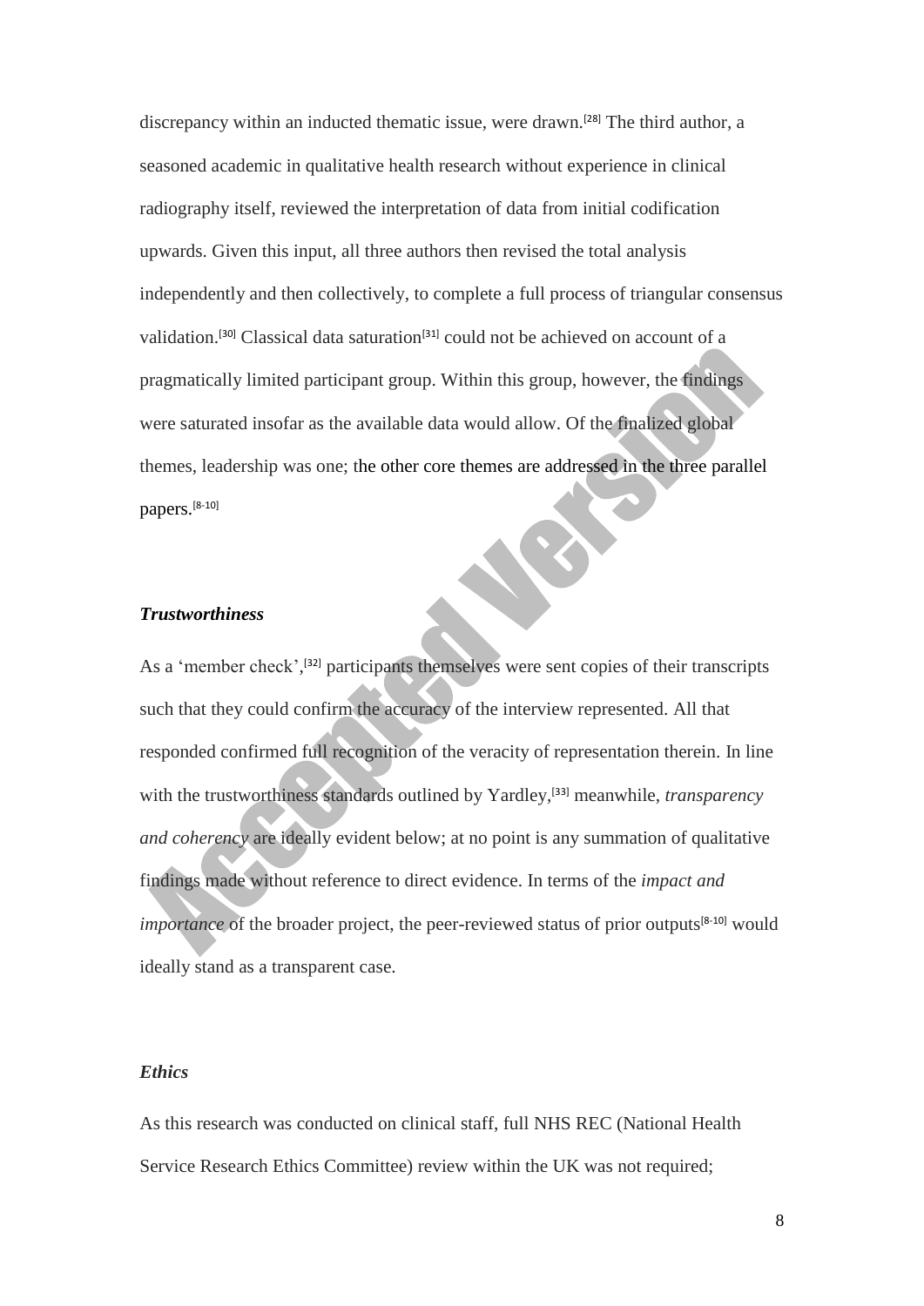discrepancy within an inducted thematic issue, were drawn.[28] The third author, a seasoned academic in qualitative health research without experience in clinical radiography itself, reviewed the interpretation of data from initial codification upwards. Given this input, all three authors then revised the total analysis independently and then collectively, to complete a full process of triangular consensus validation.[30] Classical data saturation[31] could not be achieved on account of a pragmatically limited participant group. Within this group, however, the findings were saturated insofar as the available data would allow. Of the finalized global themes, leadership was one; the other core themes are addressed in the three parallel papers.[8-10]

### *Trustworthiness*

As a 'member check',[32] participants themselves were sent copies of their transcripts such that they could confirm the accuracy of the interview represented. All that responded confirmed full recognition of the veracity of representation therein. In line with the trustworthiness standards outlined by Yardley,[33] meanwhile, *transparency and coherency* are ideally evident below; at no point is any summation of qualitative findings made without reference to direct evidence. In terms of the *impact and importance* of the broader project, the peer-reviewed status of prior outputs[8-10] would ideally stand as a transparent case.

### *Ethics*

As this research was conducted on clinical staff, full NHS REC (National Health Service Research Ethics Committee) review within the UK was not required;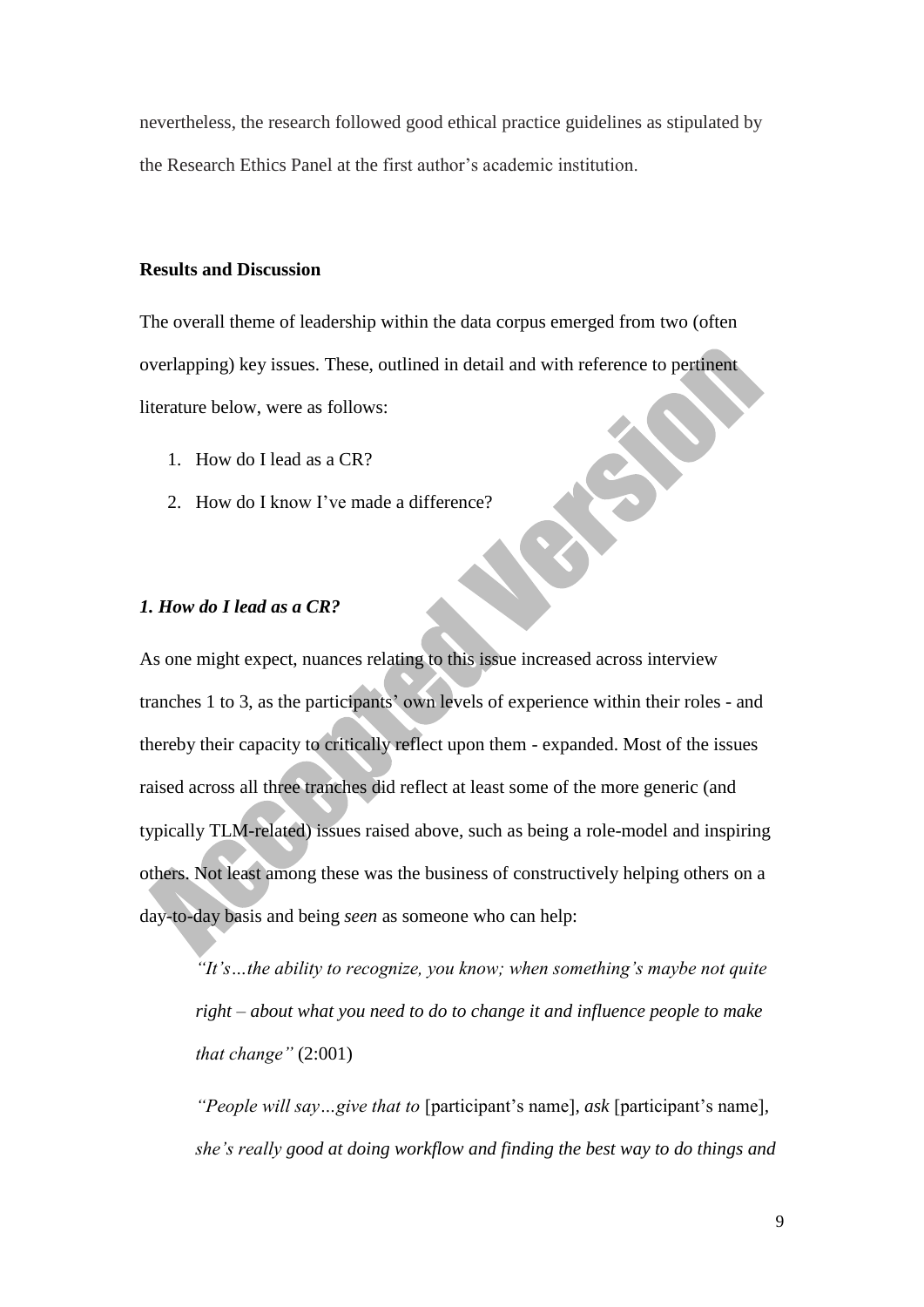nevertheless, the research followed good ethical practice guidelines as stipulated by the Research Ethics Panel at the first author's academic institution.

## Results and Discussion

The overall theme of leadership within the data corpus emerged from two (often overlapping) key issues. These, outlined in detail and with reference to pertinent literature below, were as follows:

1. How do I lead as a CR?
2. How do I know I've made a difference?

### *1. How do I lead as a CR?*

As one might expect, nuances relating to this issue increased across interview tranches 1 to 3, as the participants' own levels of experience within their roles - and thereby their capacity to critically reflect upon them - expanded. Most of the issues raised across all three tranches did reflect at least some of the more generic (and typically TLM-related) issues raised above, such as being a role-model and inspiring others. Not least among these was the business of constructively helping others on a day-to-day basis and being *seen* as someone who can help:

> *"It's…the ability to recognize, you know; when something's maybe not quite right – about what you need to do to change it and influence people to make that change"* (2:001)
>
> *"People will say…give that to* [participant's name], *ask* [participant's name], *she's really good at doing workflow and finding the best way to do things and*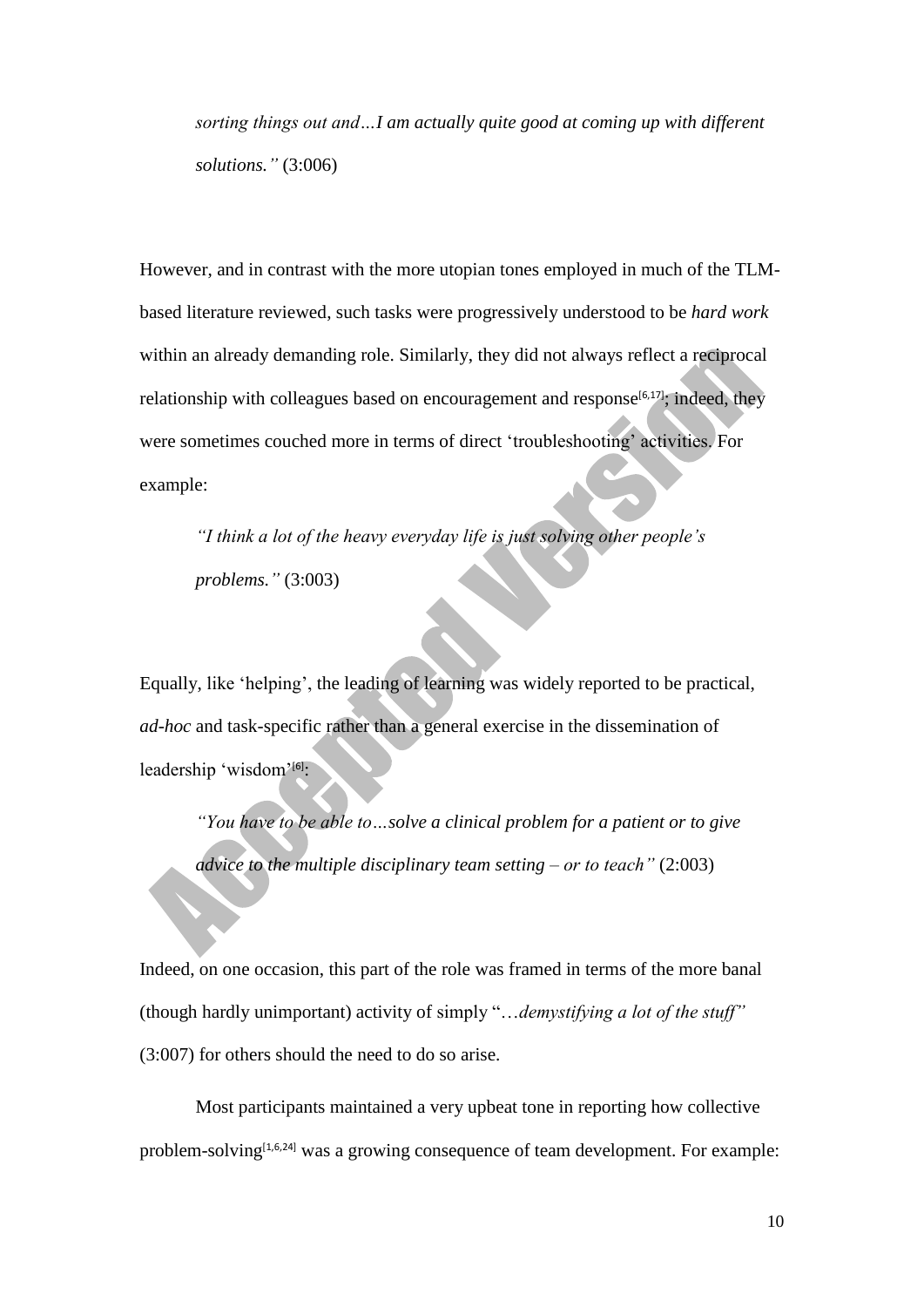> *sorting things out and…I am actually quite good at coming up with different solutions."* (3:006)

However, and in contrast with the more utopian tones employed in much of the TLM-based literature reviewed, such tasks were progressively understood to be *hard work* within an already demanding role. Similarly, they did not always reflect a reciprocal relationship with colleagues based on encouragement and response[6,17]; indeed, they were sometimes couched more in terms of direct 'troubleshooting' activities. For example:

> *"I think a lot of the heavy everyday life is just solving other people's problems."* (3:003)

Equally, like 'helping', the leading of learning was widely reported to be practical, *ad-hoc* and task-specific rather than a general exercise in the dissemination of leadership 'wisdom'[6]:

> *"You have to be able to…solve a clinical problem for a patient or to give advice to the multiple disciplinary team setting – or to teach"* (2:003)

Indeed, on one occasion, this part of the role was framed in terms of the more banal (though hardly unimportant) activity of simply "*…demystifying a lot of the stuff"* (3:007) for others should the need to do so arise.

Most participants maintained a very upbeat tone in reporting how collective problem-solving[1,6,24] was a growing consequence of team development. For example: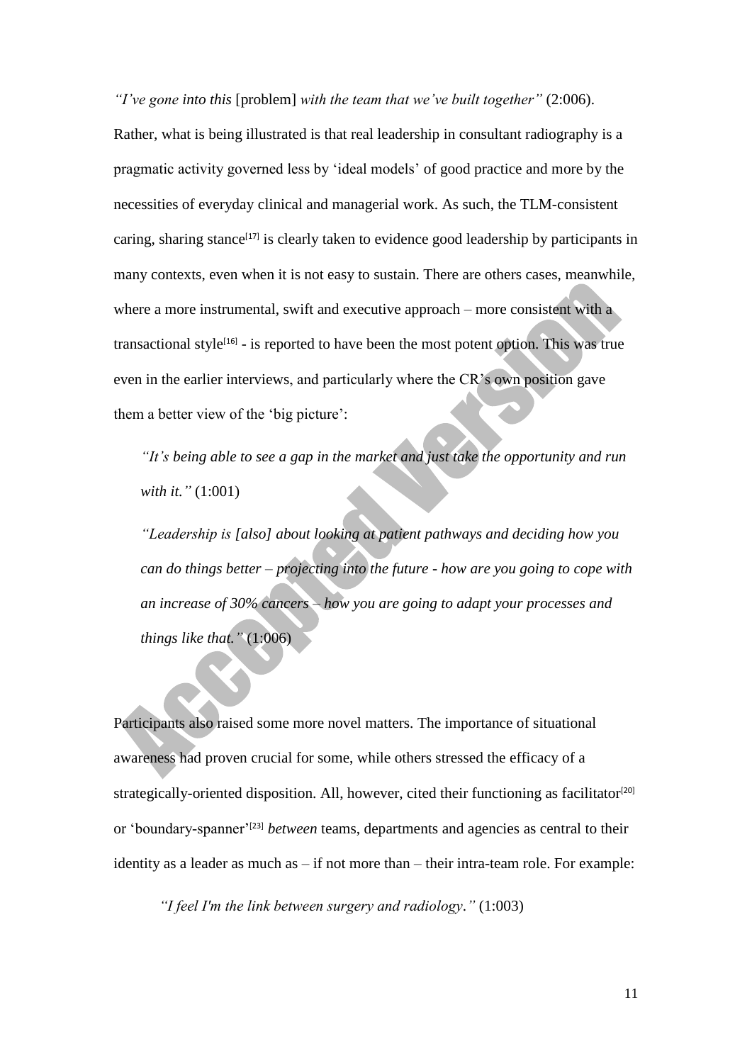*"I've gone into this* [problem] *with the team that we've built together"* (2:006). Rather, what is being illustrated is that real leadership in consultant radiography is a pragmatic activity governed less by 'ideal models' of good practice and more by the necessities of everyday clinical and managerial work. As such, the TLM-consistent caring, sharing stance[17] is clearly taken to evidence good leadership by participants in many contexts, even when it is not easy to sustain. There are others cases, meanwhile, where a more instrumental, swift and executive approach – more consistent with a transactional style[16] - is reported to have been the most potent option. This was true even in the earlier interviews, and particularly where the CR's own position gave them a better view of the 'big picture':

> *"It's being able to see a gap in the market and just take the opportunity and run with it."* (1:001)
>
> *"Leadership is [also] about looking at patient pathways and deciding how you can do things better – projecting into the future - how are you going to cope with an increase of 30% cancers – how you are going to adapt your processes and things like that."* (1:006)

Participants also raised some more novel matters. The importance of situational awareness had proven crucial for some, while others stressed the efficacy of a strategically-oriented disposition. All, however, cited their functioning as facilitator[20] or 'boundary-spanner'[23] *between* teams, departments and agencies as central to their identity as a leader as much as – if not more than – their intra-team role. For example:

> *"I feel I'm the link between surgery and radiology."* (1:003)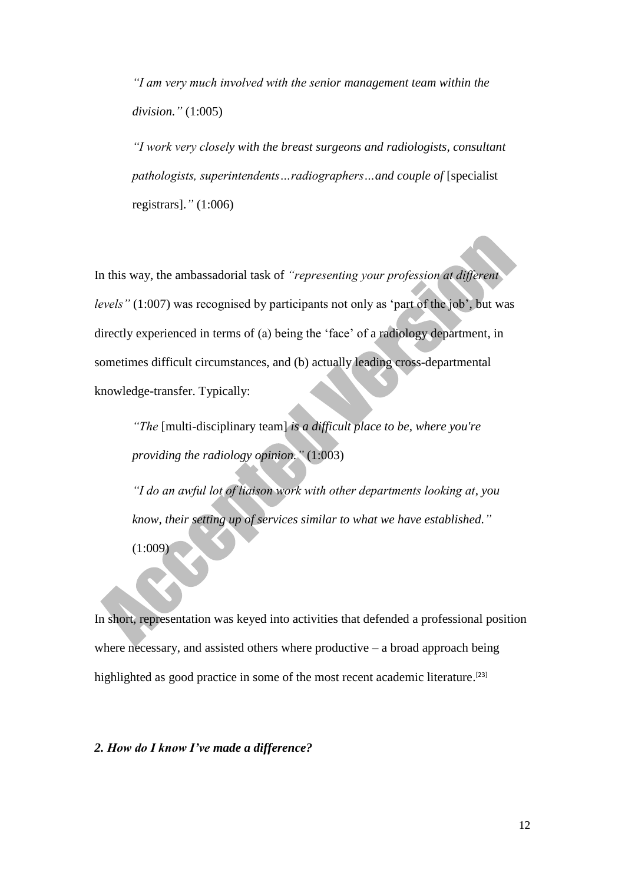> *"I am very much involved with the senior management team within the division."* (1:005)
>
> *"I work very closely with the breast surgeons and radiologists, consultant pathologists, superintendents…radiographers…and couple of* [specialist registrars]*."* (1:006)

In this way, the ambassadorial task of *"representing your profession at different levels"* (1:007) was recognised by participants not only as 'part of the job', but was directly experienced in terms of (a) being the 'face' of a radiology department, in sometimes difficult circumstances, and (b) actually leading cross-departmental knowledge-transfer. Typically:

> *"The* [multi-disciplinary team] *is a difficult place to be, where you're providing the radiology opinion."* (1:003)
>
> *"I do an awful lot of liaison work with other departments looking at, you know, their setting up of services similar to what we have established."* (1:009)

In short, representation was keyed into activities that defended a professional position where necessary, and assisted others where productive – a broad approach being highlighted as good practice in some of the most recent academic literature.[23]

### *2. How do I know I've made a difference?*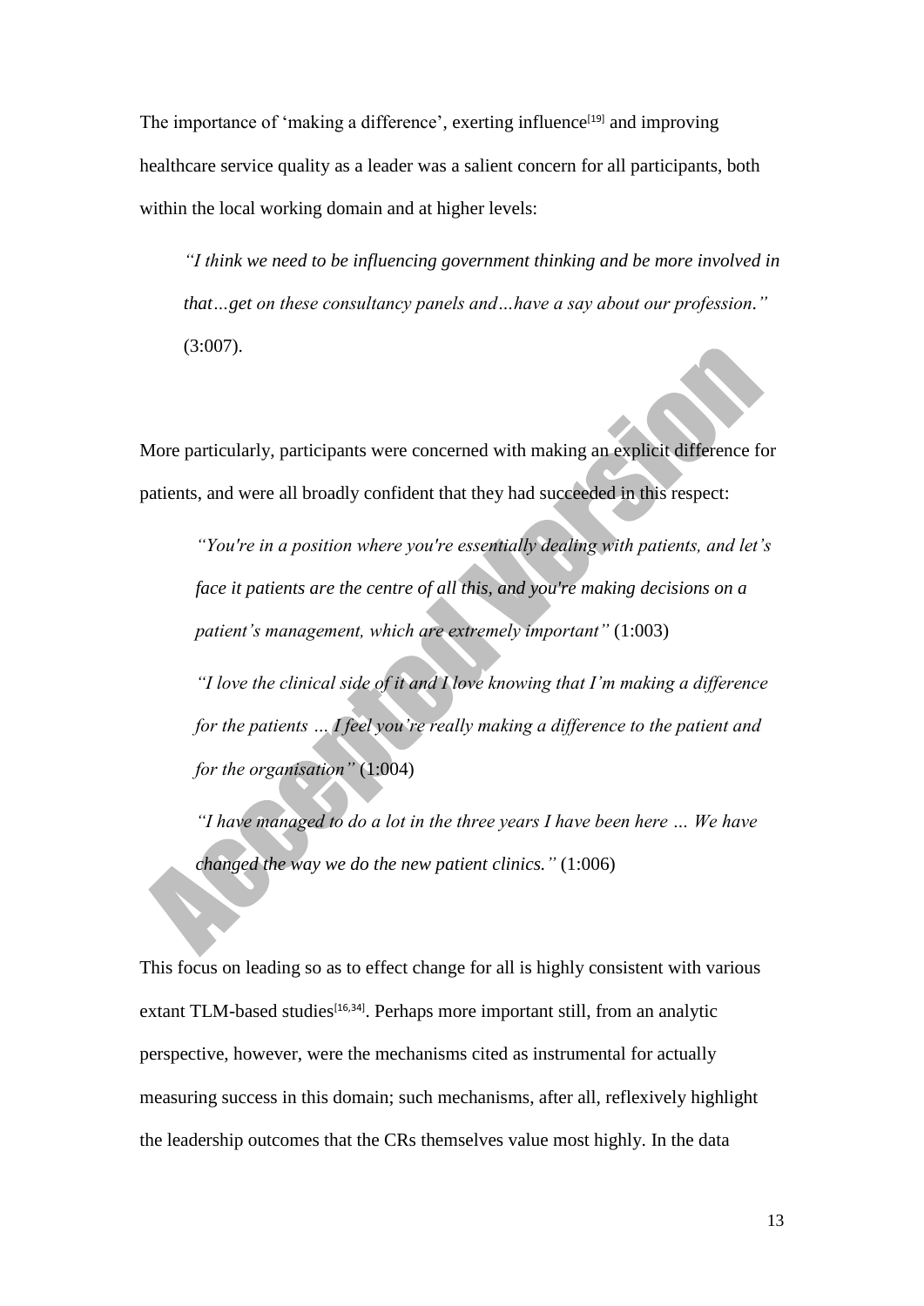The importance of 'making a difference', exerting influence[19] and improving healthcare service quality as a leader was a salient concern for all participants, both within the local working domain and at higher levels:

> *"I think we need to be influencing government thinking and be more involved in that…get on these consultancy panels and…have a say about our profession."* (3:007).

More particularly, participants were concerned with making an explicit difference for patients, and were all broadly confident that they had succeeded in this respect:

> *"You're in a position where you're essentially dealing with patients, and let's face it patients are the centre of all this, and you're making decisions on a patient's management, which are extremely important"* (1:003)
>
> *"I love the clinical side of it and I love knowing that I'm making a difference for the patients … I feel you're really making a difference to the patient and for the organisation"* (1:004)
>
> *"I have managed to do a lot in the three years I have been here … We have changed the way we do the new patient clinics."* (1:006)

This focus on leading so as to effect change for all is highly consistent with various extant TLM-based studies[16,34]. Perhaps more important still, from an analytic perspective, however, were the mechanisms cited as instrumental for actually measuring success in this domain; such mechanisms, after all, reflexively highlight the leadership outcomes that the CRs themselves value most highly. In the data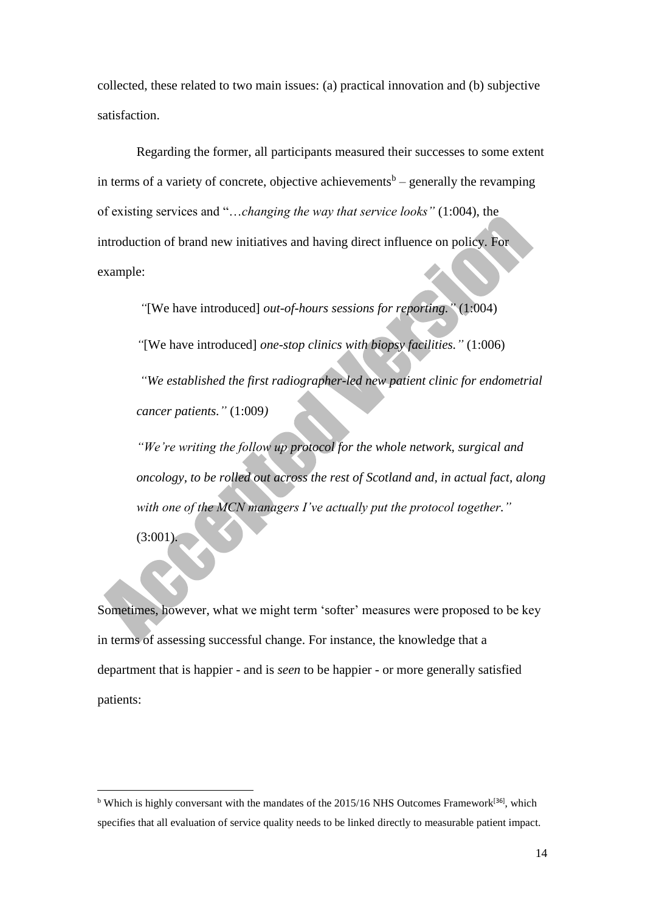collected, these related to two main issues: (a) practical innovation and (b) subjective satisfaction.

Regarding the former, all participants measured their successes to some extent in terms of a variety of concrete, objective achievements[b] – generally the revamping of existing services and "…*changing the way that service looks"* (1:004), the introduction of brand new initiatives and having direct influence on policy. For example:

> *"*[We have introduced] *out-of-hours sessions for reporting."* (1:004)
>
> *"*[We have introduced] *one-stop clinics with biopsy facilities."* (1:006)
>
> *"We established the first radiographer-led new patient clinic for endometrial cancer patients."* (1:009*)*
>
> *"We're writing the follow up protocol for the whole network, surgical and oncology, to be rolled out across the rest of Scotland and, in actual fact, along with one of the MCN managers I've actually put the protocol together."* (3:001).

Sometimes, however, what we might term 'softer' measures were proposed to be key in terms of assessing successful change. For instance, the knowledge that a department that is happier - and is *seen* to be happier - or more generally satisfied patients:

---

[b] Which is highly conversant with the mandates of the 2015/16 NHS Outcomes Framework[36], which specifies that all evaluation of service quality needs to be linked directly to measurable patient impact.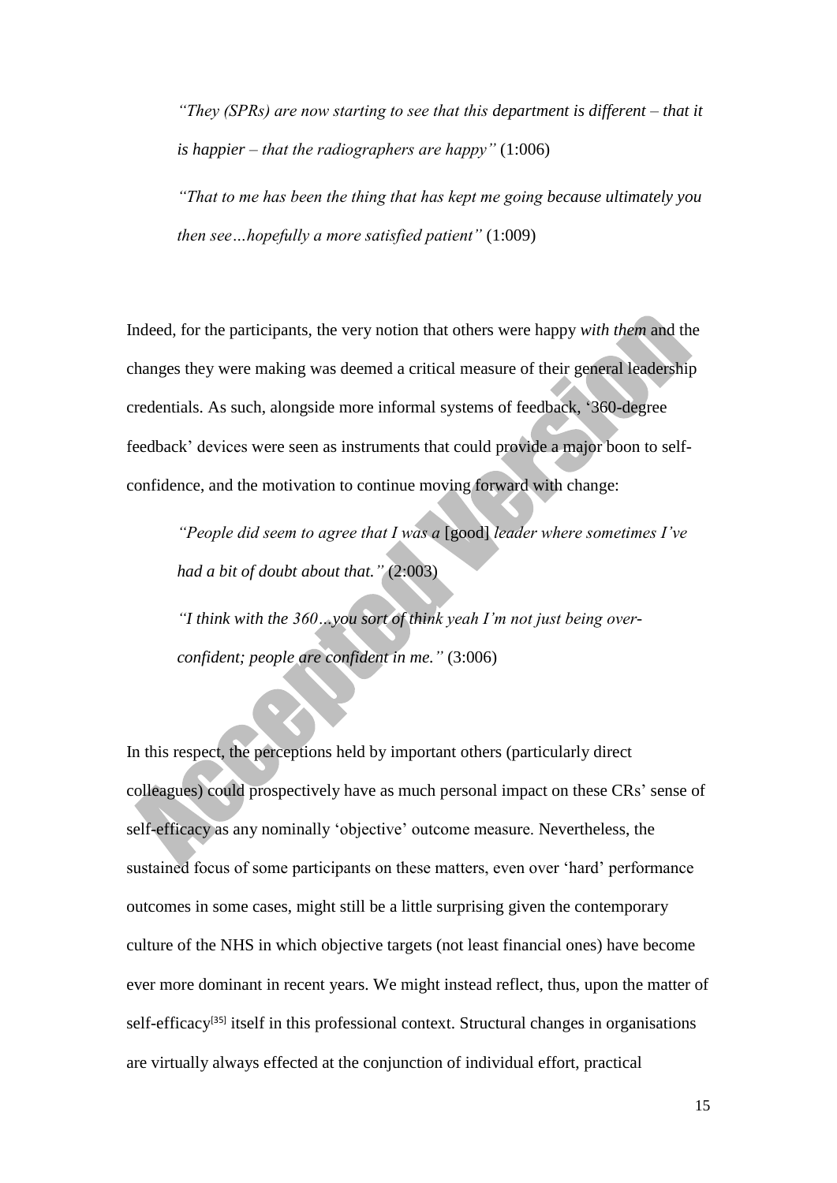*"They (SPRs) are now starting to see that this department is different – that it is happier – that the radiographers are happy"* (1:006)

*"That to me has been the thing that has kept me going because ultimately you then see…hopefully a more satisfied patient"* (1:009)

Indeed, for the participants, the very notion that others were happy *with them* and the changes they were making was deemed a critical measure of their general leadership credentials. As such, alongside more informal systems of feedback, '360-degree feedback' devices were seen as instruments that could provide a major boon to self-confidence, and the motivation to continue moving forward with change:

*"People did seem to agree that I was a* [good] *leader where sometimes I've had a bit of doubt about that."* (2:003)

*"I think with the 360…you sort of think yeah I'm not just being over-confident; people are confident in me."* (3:006)

In this respect, the perceptions held by important others (particularly direct colleagues) could prospectively have as much personal impact on these CRs' sense of self-efficacy as any nominally 'objective' outcome measure. Nevertheless, the sustained focus of some participants on these matters, even over 'hard' performance outcomes in some cases, might still be a little surprising given the contemporary culture of the NHS in which objective targets (not least financial ones) have become ever more dominant in recent years. We might instead reflect, thus, upon the matter of self-efficacy[35] itself in this professional context. Structural changes in organisations are virtually always effected at the conjunction of individual effort, practical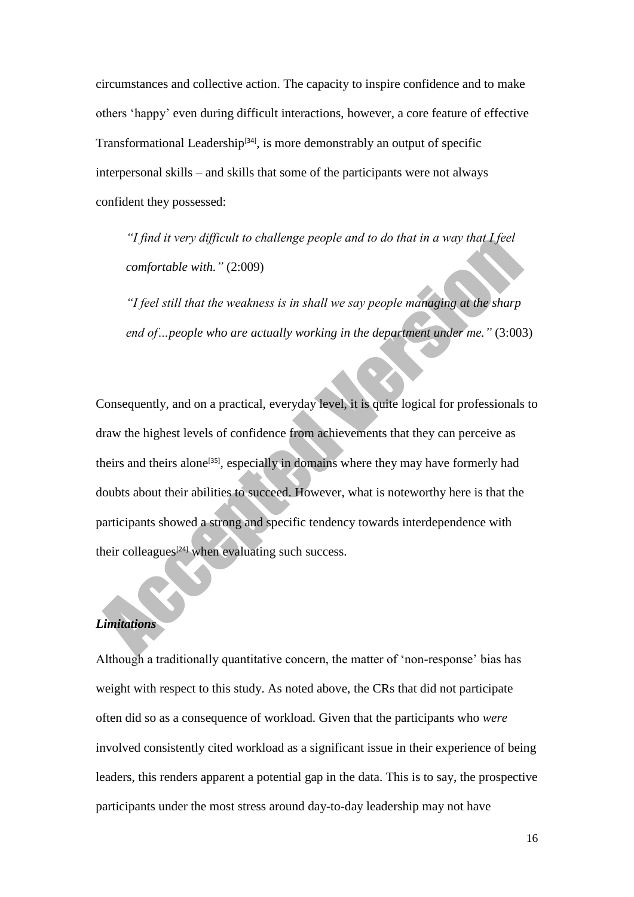circumstances and collective action. The capacity to inspire confidence and to make others 'happy' even during difficult interactions, however, a core feature of effective Transformational Leadership[34], is more demonstrably an output of specific interpersonal skills – and skills that some of the participants were not always confident they possessed:

> *"I find it very difficult to challenge people and to do that in a way that I feel comfortable with."* (2:009)
>
> *"I feel still that the weakness is in shall we say people managing at the sharp end of…people who are actually working in the department under me."* (3:003)

Consequently, and on a practical, everyday level, it is quite logical for professionals to draw the highest levels of confidence from achievements that they can perceive as theirs and theirs alone[35], especially in domains where they may have formerly had doubts about their abilities to succeed. However, what is noteworthy here is that the participants showed a strong and specific tendency towards interdependence with their colleagues[24] when evaluating such success.

### *Limitations*

Although a traditionally quantitative concern, the matter of 'non-response' bias has weight with respect to this study. As noted above, the CRs that did not participate often did so as a consequence of workload. Given that the participants who *were* involved consistently cited workload as a significant issue in their experience of being leaders, this renders apparent a potential gap in the data. This is to say, the prospective participants under the most stress around day-to-day leadership may not have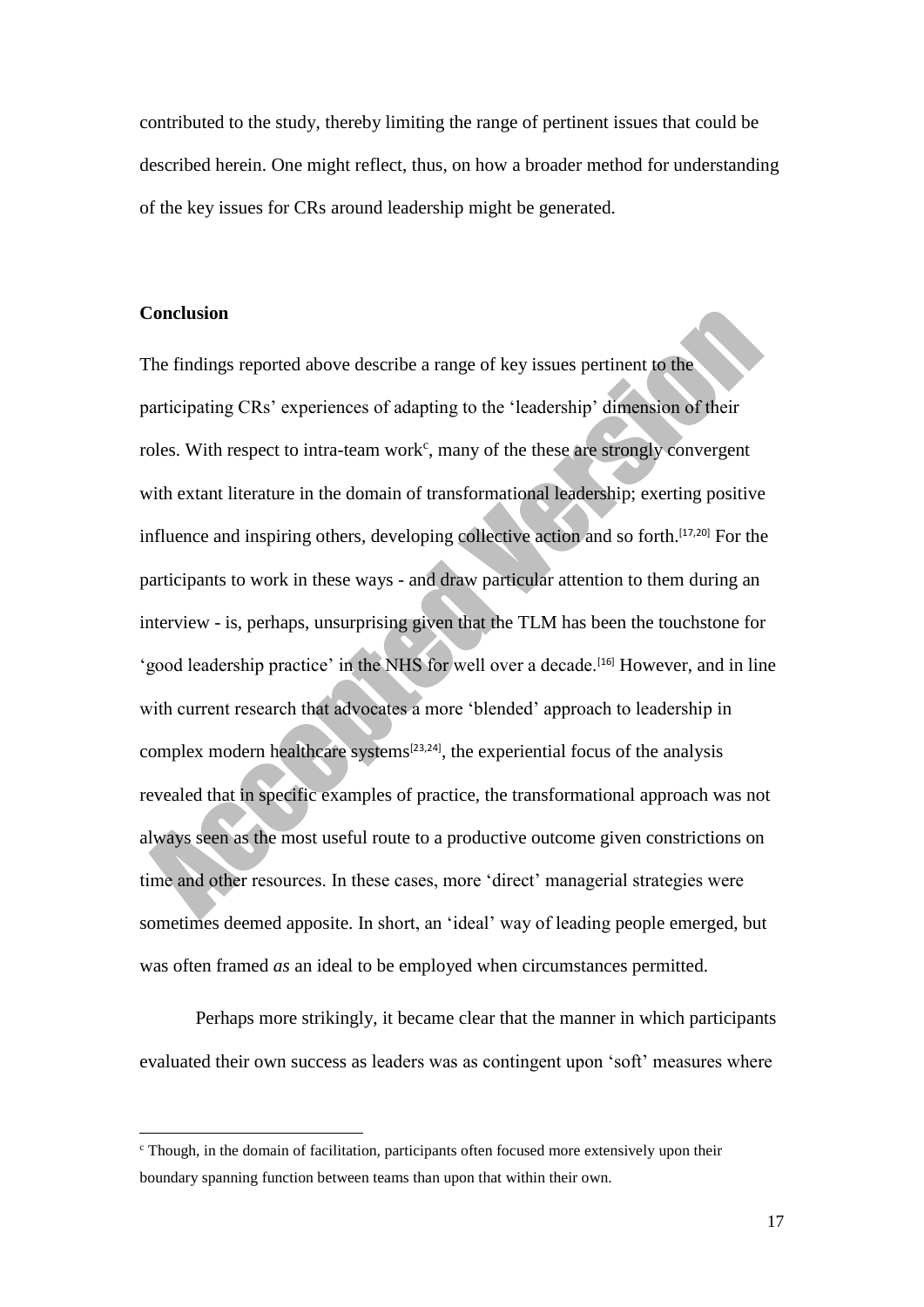contributed to the study, thereby limiting the range of pertinent issues that could be described herein. One might reflect, thus, on how a broader method for understanding of the key issues for CRs around leadership might be generated.

## Conclusion

The findings reported above describe a range of key issues pertinent to the participating CRs' experiences of adapting to the 'leadership' dimension of their roles. With respect to intra-team work[c], many of the these are strongly convergent with extant literature in the domain of transformational leadership; exerting positive influence and inspiring others, developing collective action and so forth.[17,20] For the participants to work in these ways - and draw particular attention to them during an interview - is, perhaps, unsurprising given that the TLM has been the touchstone for 'good leadership practice' in the NHS for well over a decade.[16] However, and in line with current research that advocates a more 'blended' approach to leadership in complex modern healthcare systems[23,24], the experiential focus of the analysis revealed that in specific examples of practice, the transformational approach was not always seen as the most useful route to a productive outcome given constrictions on time and other resources. In these cases, more 'direct' managerial strategies were sometimes deemed apposite. In short, an 'ideal' way of leading people emerged, but was often framed *as* an ideal to be employed when circumstances permitted.

Perhaps more strikingly, it became clear that the manner in which participants evaluated their own success as leaders was as contingent upon 'soft' measures where

[c] Though, in the domain of facilitation, participants often focused more extensively upon their boundary spanning function between teams than upon that within their own.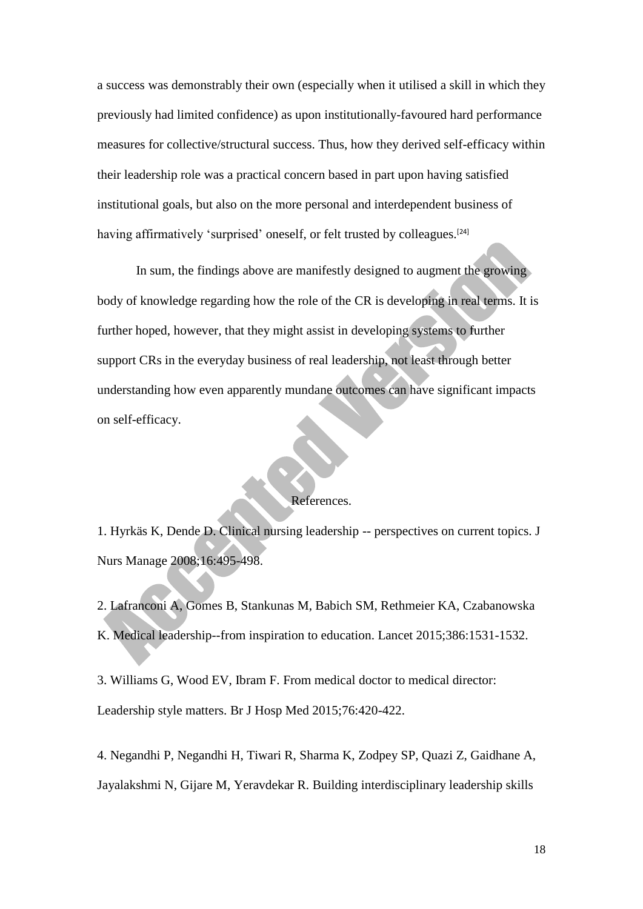a success was demonstrably their own (especially when it utilised a skill in which they previously had limited confidence) as upon institutionally-favoured hard performance measures for collective/structural success. Thus, how they derived self-efficacy within their leadership role was a practical concern based in part upon having satisfied institutional goals, but also on the more personal and interdependent business of having affirmatively 'surprised' oneself, or felt trusted by colleagues.[24]

In sum, the findings above are manifestly designed to augment the growing body of knowledge regarding how the role of the CR is developing in real terms. It is further hoped, however, that they might assist in developing systems to further support CRs in the everyday business of real leadership, not least through better understanding how even apparently mundane outcomes can have significant impacts on self-efficacy.

## References.

1. Hyrkäs K, Dende D. Clinical nursing leadership -- perspectives on current topics. J Nurs Manage 2008;16:495-498.

2. Lafranconi A, Gomes B, Stankunas M, Babich SM, Rethmeier KA, Czabanowska K. Medical leadership--from inspiration to education. Lancet 2015;386:1531-1532.

3. Williams G, Wood EV, Ibram F. From medical doctor to medical director: Leadership style matters. Br J Hosp Med 2015;76:420-422.

4. Negandhi P, Negandhi H, Tiwari R, Sharma K, Zodpey SP, Quazi Z, Gaidhane A, Jayalakshmi N, Gijare M, Yeravdekar R. Building interdisciplinary leadership skills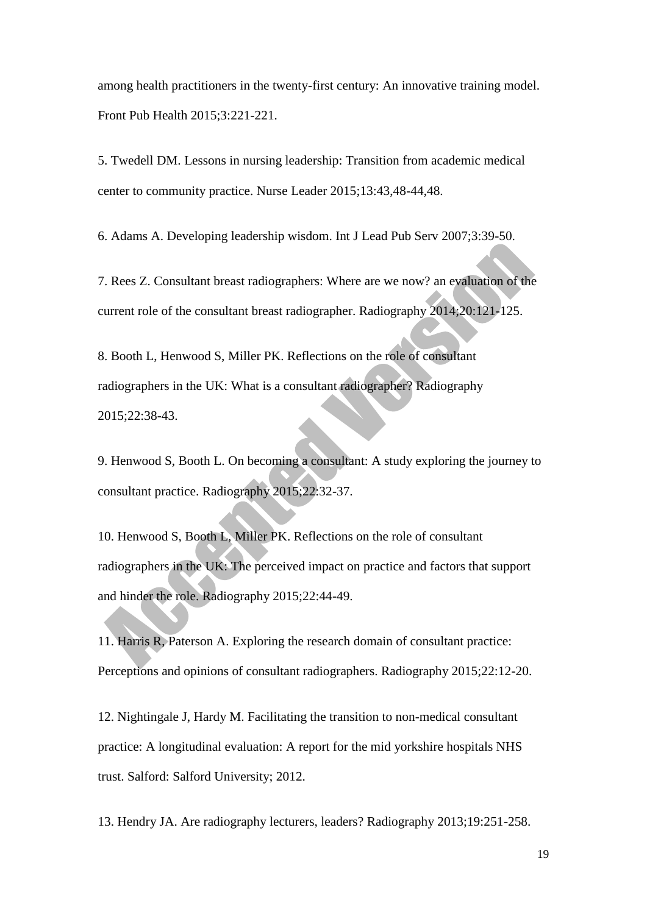among health practitioners in the twenty-first century: An innovative training model. Front Pub Health 2015;3:221-221.

5. Twedell DM. Lessons in nursing leadership: Transition from academic medical center to community practice. Nurse Leader 2015;13:43,48-44,48.

6. Adams A. Developing leadership wisdom. Int J Lead Pub Serv 2007;3:39-50.

7. Rees Z. Consultant breast radiographers: Where are we now? an evaluation of the current role of the consultant breast radiographer. Radiography 2014;20:121-125.

8. Booth L, Henwood S, Miller PK. Reflections on the role of consultant radiographers in the UK: What is a consultant radiographer? Radiography 2015;22:38-43.

9. Henwood S, Booth L. On becoming a consultant: A study exploring the journey to consultant practice. Radiography 2015;22:32-37.

10. Henwood S, Booth L, Miller PK. Reflections on the role of consultant radiographers in the UK: The perceived impact on practice and factors that support and hinder the role. Radiography 2015;22:44-49.

11. Harris R, Paterson A. Exploring the research domain of consultant practice: Perceptions and opinions of consultant radiographers. Radiography 2015;22:12-20.

12. Nightingale J, Hardy M. Facilitating the transition to non-medical consultant practice: A longitudinal evaluation: A report for the mid yorkshire hospitals NHS trust. Salford: Salford University; 2012.

13. Hendry JA. Are radiography lecturers, leaders? Radiography 2013;19:251-258.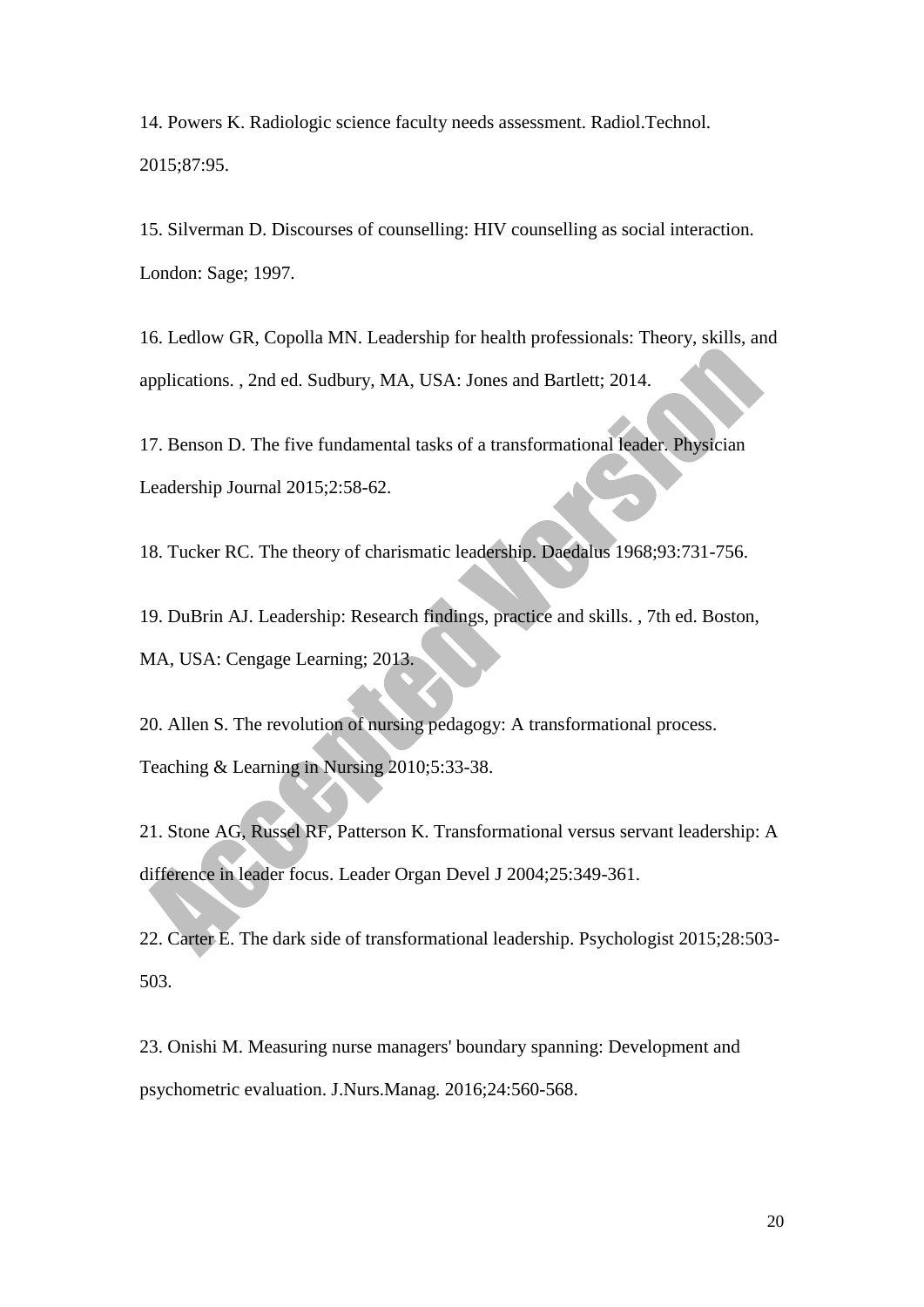14. Powers K. Radiologic science faculty needs assessment. Radiol.Technol. 2015;87:95.

15. Silverman D. Discourses of counselling: HIV counselling as social interaction. London: Sage; 1997.

16. Ledlow GR, Copolla MN. Leadership for health professionals: Theory, skills, and applications. , 2nd ed. Sudbury, MA, USA: Jones and Bartlett; 2014.

17. Benson D. The five fundamental tasks of a transformational leader. Physician Leadership Journal 2015;2:58-62.

18. Tucker RC. The theory of charismatic leadership. Daedalus 1968;93:731-756.

19. DuBrin AJ. Leadership: Research findings, practice and skills. , 7th ed. Boston, MA, USA: Cengage Learning; 2013.

20. Allen S. The revolution of nursing pedagogy: A transformational process. Teaching & Learning in Nursing 2010;5:33-38.

21. Stone AG, Russel RF, Patterson K. Transformational versus servant leadership: A difference in leader focus. Leader Organ Devel J 2004;25:349-361.

22. Carter E. The dark side of transformational leadership. Psychologist 2015;28:503-503.

23. Onishi M. Measuring nurse managers' boundary spanning: Development and psychometric evaluation. J.Nurs.Manag. 2016;24:560-568.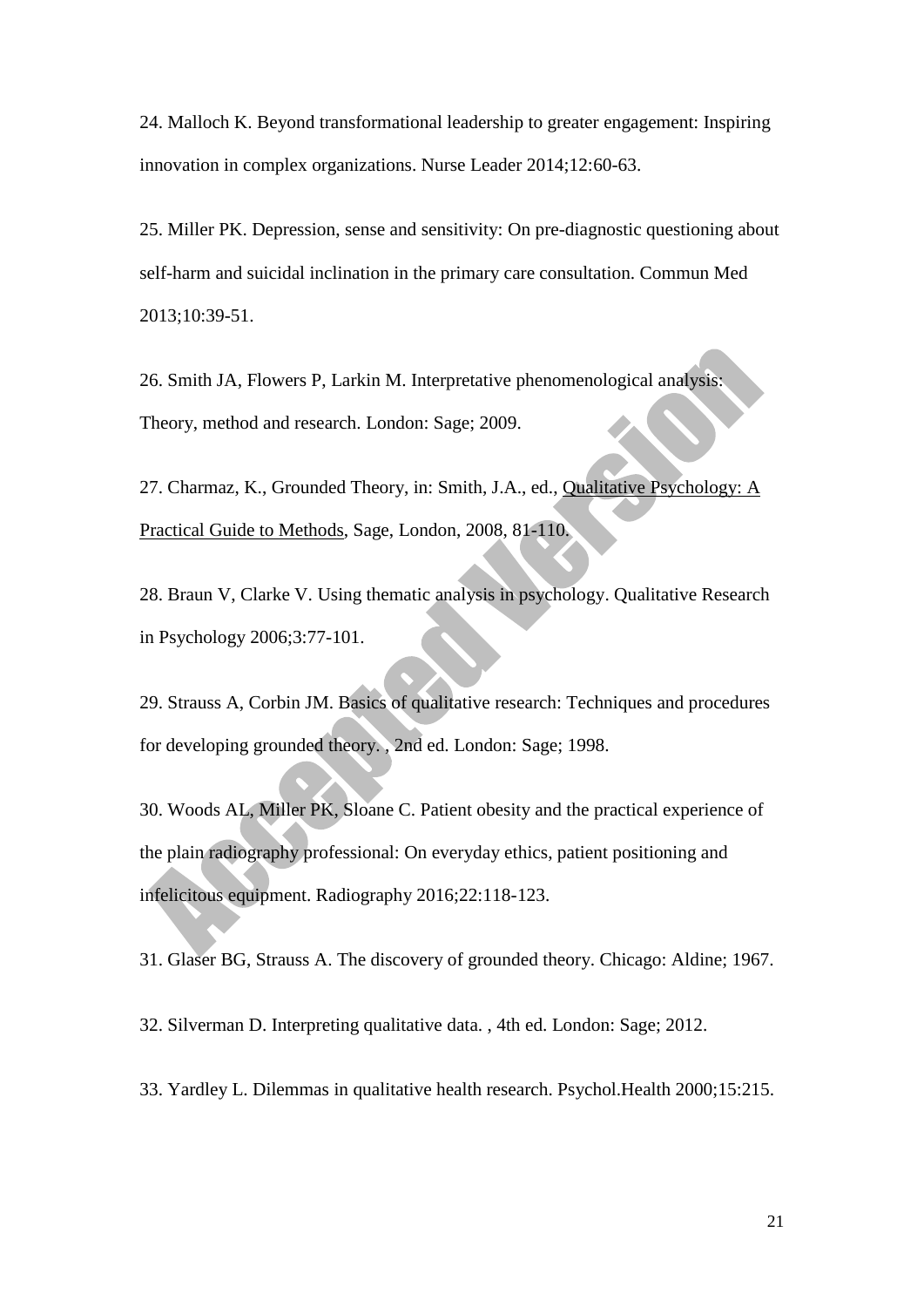24. Malloch K. Beyond transformational leadership to greater engagement: Inspiring innovation in complex organizations. Nurse Leader 2014;12:60-63.

25. Miller PK. Depression, sense and sensitivity: On pre-diagnostic questioning about self-harm and suicidal inclination in the primary care consultation. Commun Med 2013;10:39-51.

26. Smith JA, Flowers P, Larkin M. Interpretative phenomenological analysis: Theory, method and research. London: Sage; 2009.

27. Charmaz, K., Grounded Theory, in: Smith, J.A., ed., Qualitative Psychology: A Practical Guide to Methods, Sage, London, 2008, 81-110.

28. Braun V, Clarke V. Using thematic analysis in psychology. Qualitative Research in Psychology 2006;3:77-101.

29. Strauss A, Corbin JM. Basics of qualitative research: Techniques and procedures for developing grounded theory. , 2nd ed. London: Sage; 1998.

30. Woods AL, Miller PK, Sloane C. Patient obesity and the practical experience of the plain radiography professional: On everyday ethics, patient positioning and infelicitous equipment. Radiography 2016;22:118-123.

31. Glaser BG, Strauss A. The discovery of grounded theory. Chicago: Aldine; 1967.

32. Silverman D. Interpreting qualitative data. , 4th ed. London: Sage; 2012.

33. Yardley L. Dilemmas in qualitative health research. Psychol.Health 2000;15:215.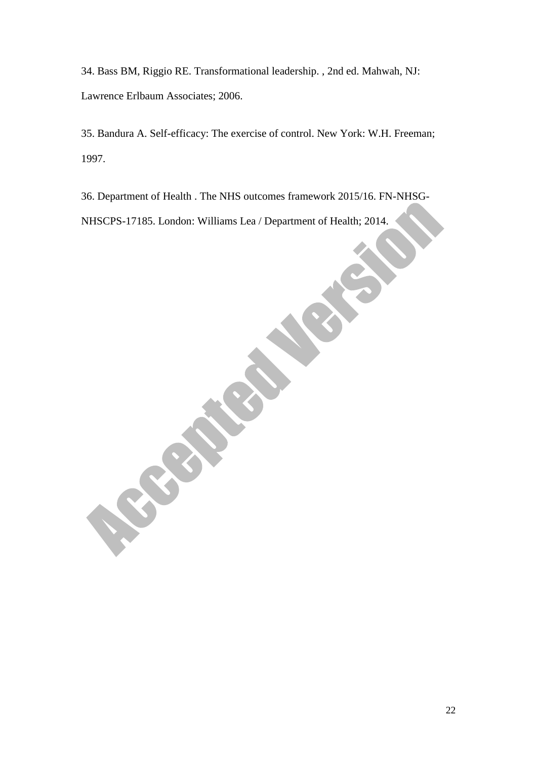34. Bass BM, Riggio RE. Transformational leadership. , 2nd ed. Mahwah, NJ: Lawrence Erlbaum Associates; 2006.

35. Bandura A. Self-efficacy: The exercise of control. New York: W.H. Freeman; 1997.

36. Department of Health . The NHS outcomes framework 2015/16. FN-NHSG-NHSCPS-17185. London: Williams Lea / Department of Health; 2014.